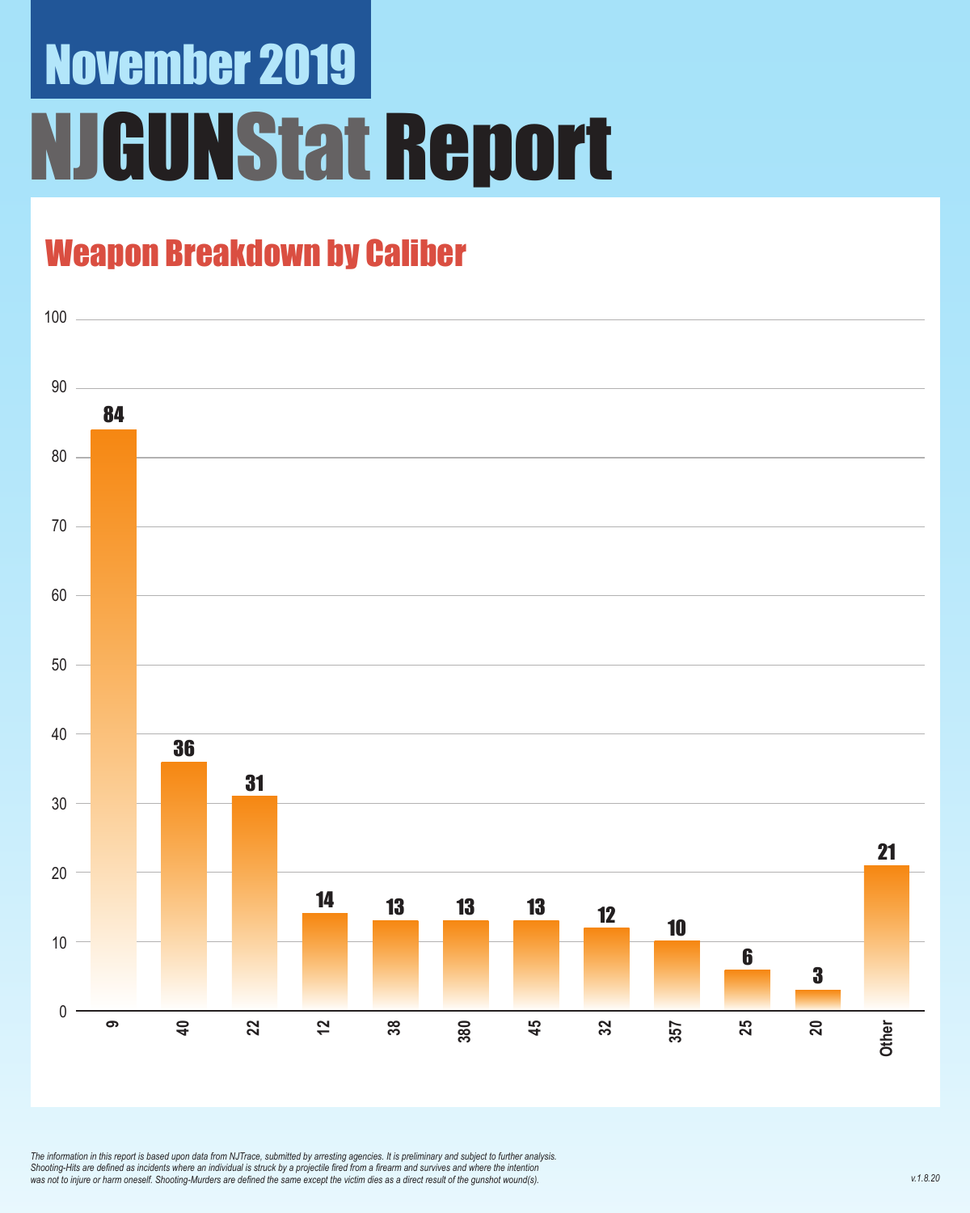# November 2019

# NJGUNStat Report

## Weapon Breakdown by Caliber

| Caliber | Count |
|---|---|
| 9 | 84 |
| 40 | 36 |
| 22 | 31 |
| 12 | 14 |
| 38 | 13 |
| 380 | 13 |
| 45 | 13 |
| 32 | 12 |
| 357 | 10 |
| 25 | 6 |
| 20 | 3 |
| Other | 21 |

*The information in this report is based upon data from NJTrace, submitted by arresting agencies. It is preliminary and subject to further analysis. Shooting-Hits are defined as incidents where an individual is struck by a projectile fired from a firearm and survives and where the intention was not to injure or harm oneself. Shooting-Murders are defined the same except the victim dies as a direct result of the gunshot wound(s).*

*v.1.8.20*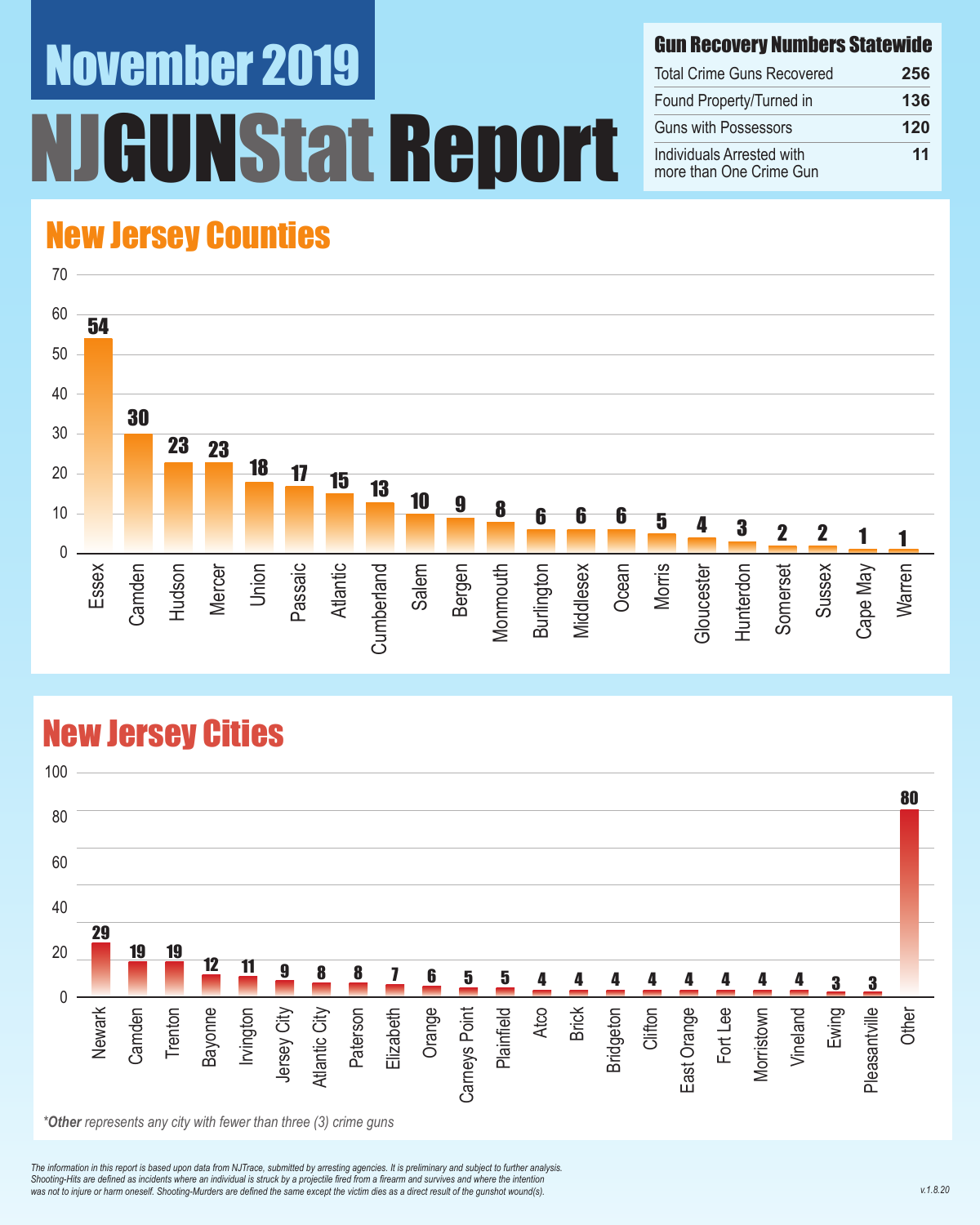# November 2019

# NJGUNStat Report

| Gun Recovery Numbers Statewide | |
|---|---|
| Total Crime Guns Recovered | 256 |
| Found Property/Turned in | 136 |
| Guns with Possessors | 120 |
| Individuals Arrested with more than One Crime Gun | 11 |

## New Jersey Counties

| County | Count |
|---|---|
| Essex | 54 |
| Camden | 30 |
| Hudson | 23 |
| Mercer | 23 |
| Union | 18 |
| Passaic | 17 |
| Atlantic | 15 |
| Cumberland | 13 |
| Salem | 10 |
| Bergen | 9 |
| Monmouth | 8 |
| Burlington | 6 |
| Middlesex | 6 |
| Ocean | 6 |
| Morris | 5 |
| Gloucester | 4 |
| Hunterdon | 3 |
| Somerset | 2 |
| Sussex | 2 |
| Cape May | 1 |
| Warren | 1 |

## New Jersey Cities

| City | Count |
|---|---|
| Newark | 29 |
| Camden | 19 |
| Trenton | 19 |
| Bayonne | 12 |
| Irvington | 11 |
| Jersey City | 9 |
| Atlantic City | 8 |
| Paterson | 8 |
| Elizabeth | 7 |
| Orange | 6 |
| Carneys Point | 5 |
| Plainfield | 5 |
| Atco | 4 |
| Brick | 4 |
| Bridgeton | 4 |
| Clifton | 4 |
| East Orange | 4 |
| Fort Lee | 4 |
| Morristown | 4 |
| Vineland | 4 |
| Ewing | 3 |
| Pleasantville | 3 |
| Other | 80 |

**Other** *represents any city with fewer than three (3) crime guns*

*The information in this report is based upon data from NJTrace, submitted by arresting agencies. It is preliminary and subject to further analysis. Shooting-Hits are defined as incidents where an individual is struck by a projectile fired from a firearm and survives and where the intention was not to injure or harm oneself. Shooting-Murders are defined the same except the victim dies as a direct result of the gunshot wound(s).*

v.1.8.20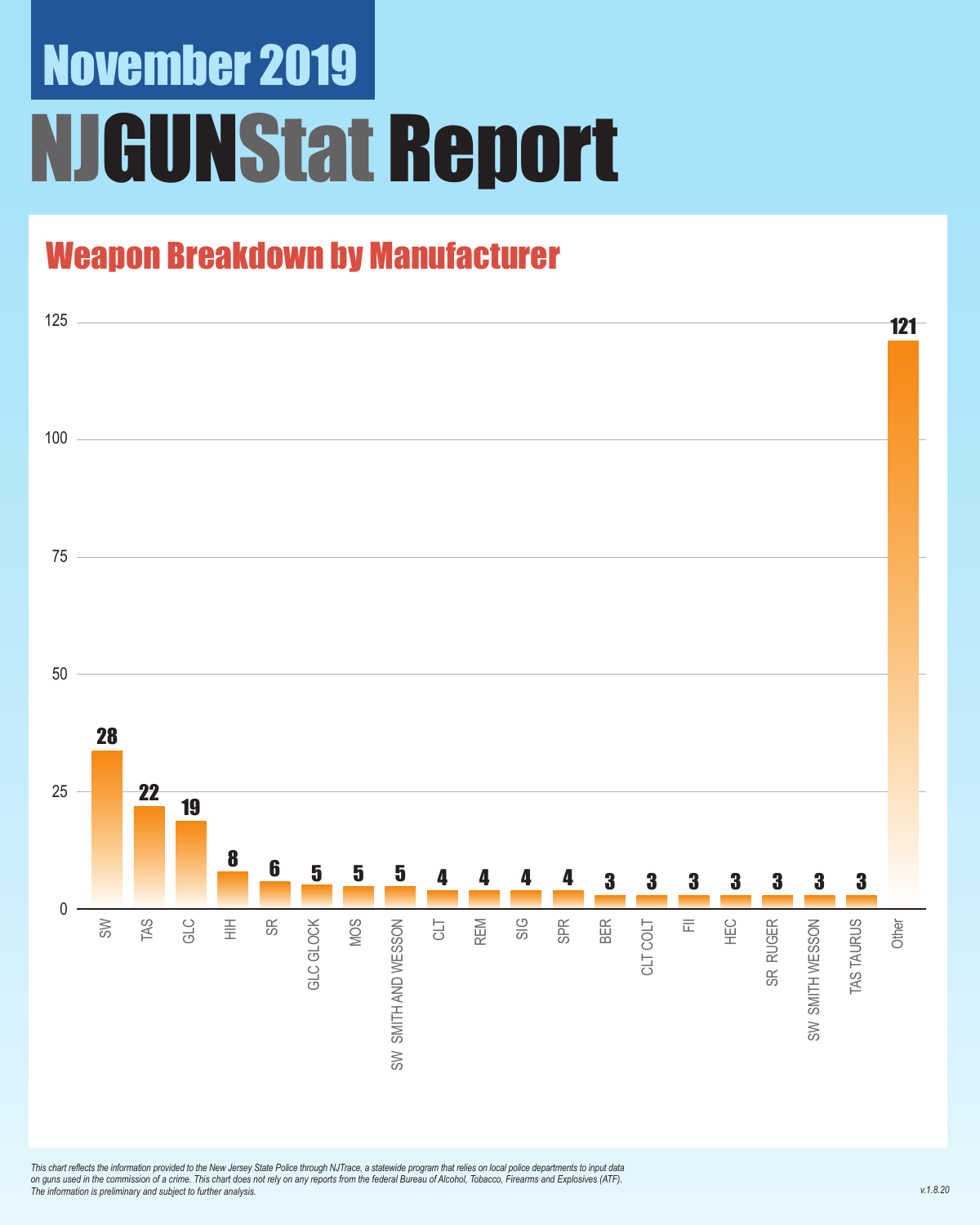# November 2019

# NJGUNStat Report

## Weapon Breakdown by Manufacturer

| Manufacturer | Count |
|---|---|
| SW | 28 |
| TAS | 22 |
| GLC | 19 |
| HIH | 8 |
| SR | 6 |
| GLC GLOCK | 5 |
| MOS | 5 |
| SW SMITH AND WESSON | 5 |
| CLT | 4 |
| REM | 4 |
| SIG | 4 |
| SPR | 4 |
| BER | 3 |
| CLT COLT | 3 |
| FII | 3 |
| HEC | 3 |
| SR RUGER | 3 |
| SW SMITH WESSON | 3 |
| TAS TAURUS | 3 |
| Other | 121 |

*This chart reflects the information provided to the New Jersey State Police through NJTrace, a statewide program that relies on local police departments to input data on guns used in the commission of a crime. This chart does not rely on any reports from the federal Bureau of Alcohol, Tobacco, Firearms and Explosives (ATF). The information is preliminary and subject to further analysis.*

v.1.8.20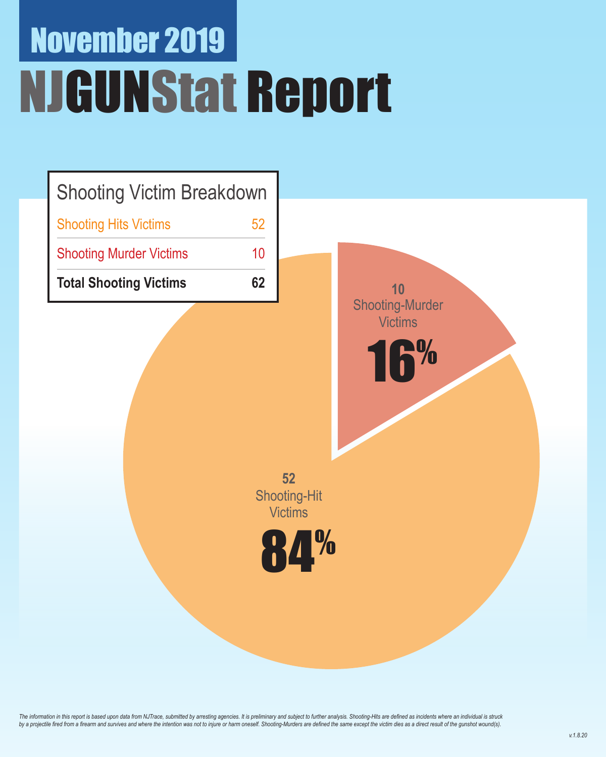# November 2019

# NJGUNStat Report

## Shooting Victim Breakdown

| | |
|---|---|
| Shooting Hits Victims | 52 |
| Shooting Murder Victims | 10 |
| **Total Shooting Victims** | **62** |

10
Shooting-Murder Victims
16%

52
Shooting-Hit Victims
84%

*The information in this report is based upon data from NJTrace, submitted by arresting agencies. It is preliminary and subject to further analysis. Shooting-Hits are defined as incidents where an individual is struck by a projectile fired from a firearm and survives and where the intention was not to injure or harm oneself. Shooting-Murders are defined the same except the victim dies as a direct result of the gunshot wound(s).*

*v.1.8.20*